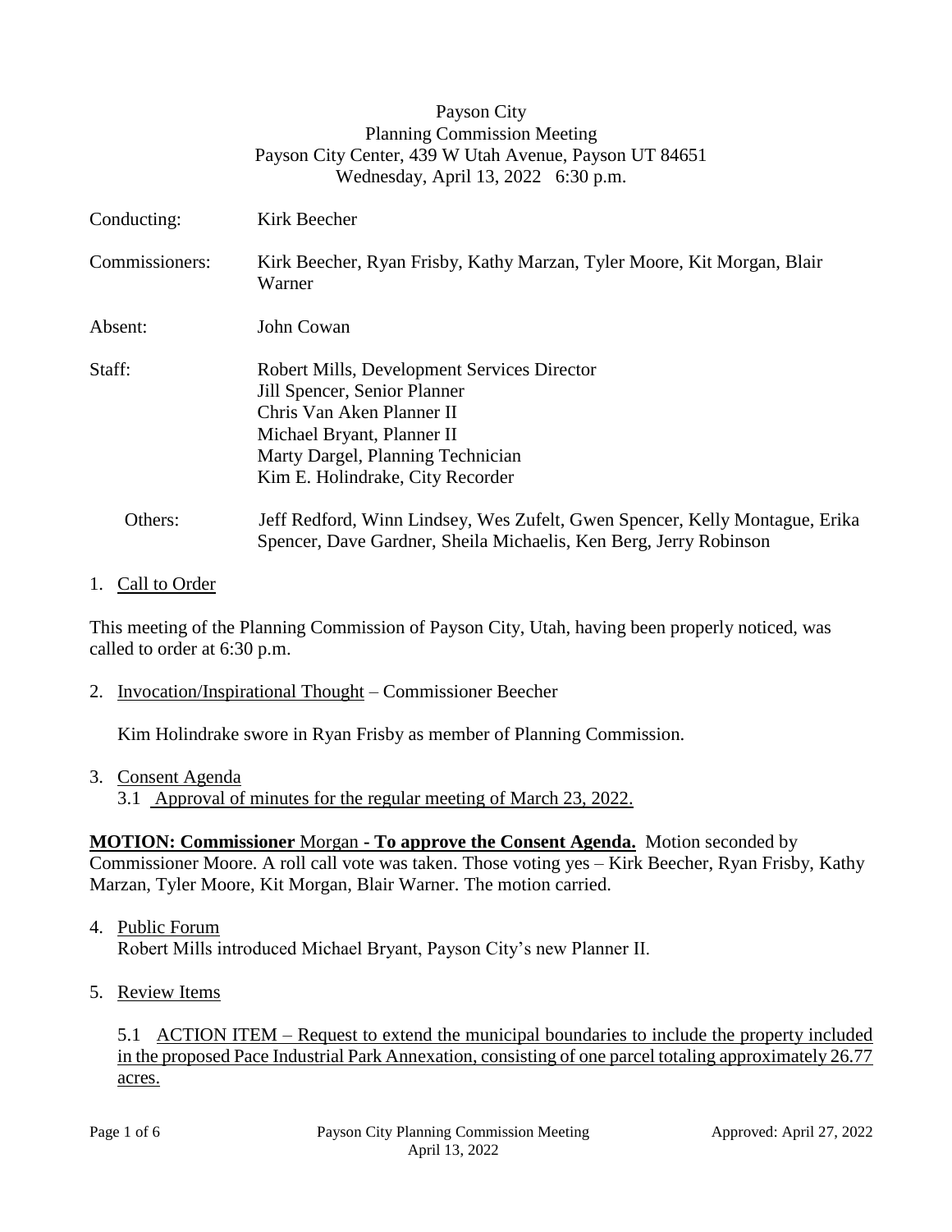Payson City
Planning Commission Meeting
Payson City Center, 439 W Utah Avenue, Payson UT 84651
Wednesday, April 13, 2022 6:30 p.m.

| | |
|---|---|
| Conducting: | Kirk Beecher |
| Commissioners: | Kirk Beecher, Ryan Frisby, Kathy Marzan, Tyler Moore, Kit Morgan, Blair Warner |
| Absent: | John Cowan |
| Staff: | Robert Mills, Development Services Director<br>Jill Spencer, Senior Planner<br>Chris Van Aken Planner II<br>Michael Bryant, Planner II<br>Marty Dargel, Planning Technician<br>Kim E. Holindrake, City Recorder |
| Others: | Jeff Redford, Winn Lindsey, Wes Zufelt, Gwen Spencer, Kelly Montague, Erika Spencer, Dave Gardner, Sheila Michaelis, Ken Berg, Jerry Robinson |

1. Call to Order

This meeting of the Planning Commission of Payson City, Utah, having been properly noticed, was called to order at 6:30 p.m.

2. Invocation/Inspirational Thought – Commissioner Beecher

   Kim Holindrake swore in Ryan Frisby as member of Planning Commission.

3. Consent Agenda
   3.1 Approval of minutes for the regular meeting of March 23, 2022.

**MOTION: Commissioner** Morgan **- To approve the Consent Agenda.** Motion seconded by Commissioner Moore. A roll call vote was taken. Those voting yes – Kirk Beecher, Ryan Frisby, Kathy Marzan, Tyler Moore, Kit Morgan, Blair Warner. The motion carried.

4. Public Forum
   Robert Mills introduced Michael Bryant, Payson City's new Planner II.

5. Review Items

   5.1 ACTION ITEM – Request to extend the municipal boundaries to include the property included in the proposed Pace Industrial Park Annexation, consisting of one parcel totaling approximately 26.77 acres.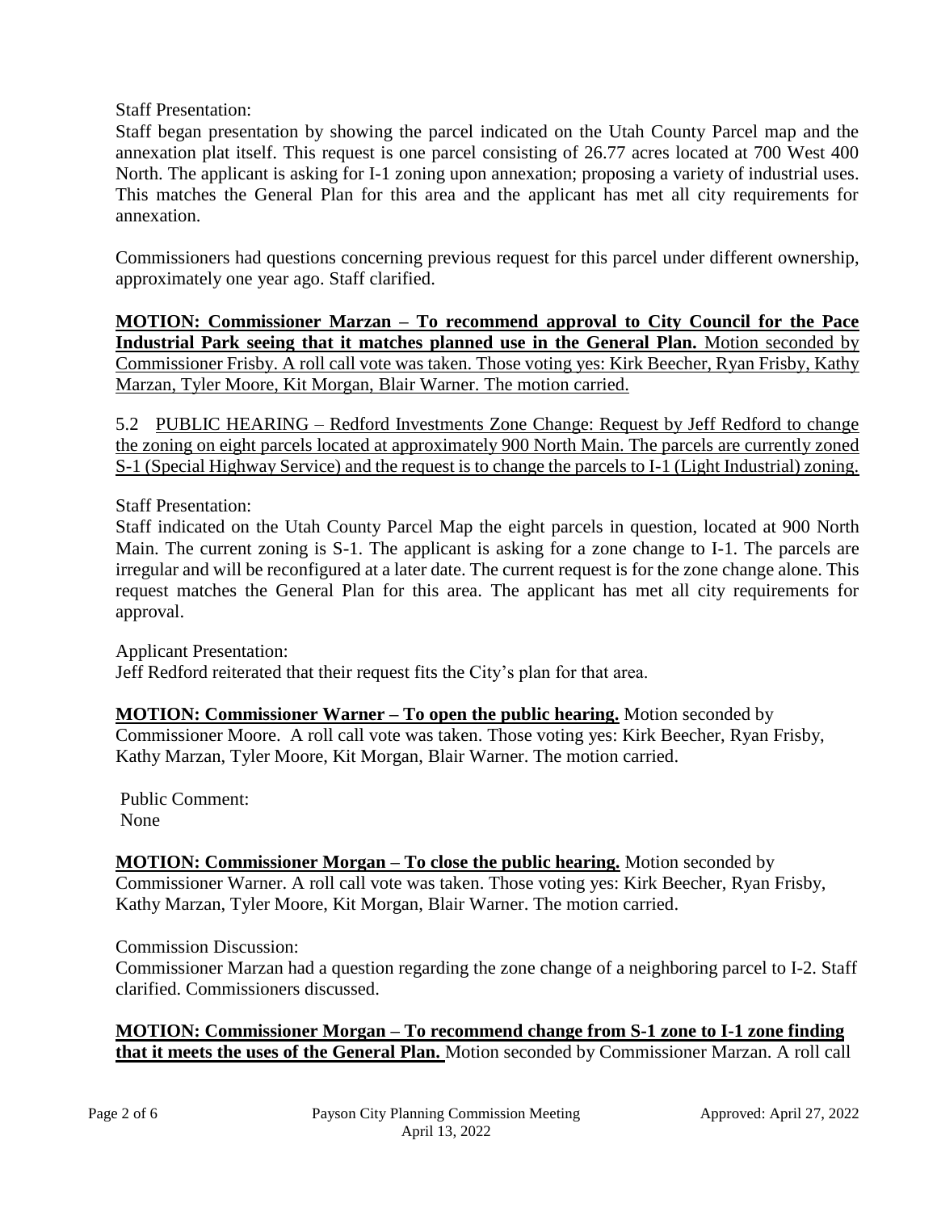Staff Presentation:
Staff began presentation by showing the parcel indicated on the Utah County Parcel map and the annexation plat itself. This request is one parcel consisting of 26.77 acres located at 700 West 400 North. The applicant is asking for I-1 zoning upon annexation; proposing a variety of industrial uses. This matches the General Plan for this area and the applicant has met all city requirements for annexation.

Commissioners had questions concerning previous request for this parcel under different ownership, approximately one year ago. Staff clarified.

**MOTION: Commissioner Marzan – To recommend approval to City Council for the Pace Industrial Park seeing that it matches planned use in the General Plan.** Motion seconded by Commissioner Frisby. A roll call vote was taken. Those voting yes: Kirk Beecher, Ryan Frisby, Kathy Marzan, Tyler Moore, Kit Morgan, Blair Warner. The motion carried.

5.2 PUBLIC HEARING – Redford Investments Zone Change: Request by Jeff Redford to change the zoning on eight parcels located at approximately 900 North Main. The parcels are currently zoned S-1 (Special Highway Service) and the request is to change the parcels to I-1 (Light Industrial) zoning.

Staff Presentation:
Staff indicated on the Utah County Parcel Map the eight parcels in question, located at 900 North Main. The current zoning is S-1. The applicant is asking for a zone change to I-1. The parcels are irregular and will be reconfigured at a later date. The current request is for the zone change alone. This request matches the General Plan for this area. The applicant has met all city requirements for approval.

Applicant Presentation:
Jeff Redford reiterated that their request fits the City's plan for that area.

**MOTION: Commissioner Warner – To open the public hearing.** Motion seconded by Commissioner Moore. A roll call vote was taken. Those voting yes: Kirk Beecher, Ryan Frisby, Kathy Marzan, Tyler Moore, Kit Morgan, Blair Warner. The motion carried.

Public Comment:
None

**MOTION: Commissioner Morgan – To close the public hearing.** Motion seconded by Commissioner Warner. A roll call vote was taken. Those voting yes: Kirk Beecher, Ryan Frisby, Kathy Marzan, Tyler Moore, Kit Morgan, Blair Warner. The motion carried.

Commission Discussion:
Commissioner Marzan had a question regarding the zone change of a neighboring parcel to I-2. Staff clarified. Commissioners discussed.

**MOTION: Commissioner Morgan – To recommend change from S-1 zone to I-1 zone finding that it meets the uses of the General Plan.** Motion seconded by Commissioner Marzan. A roll call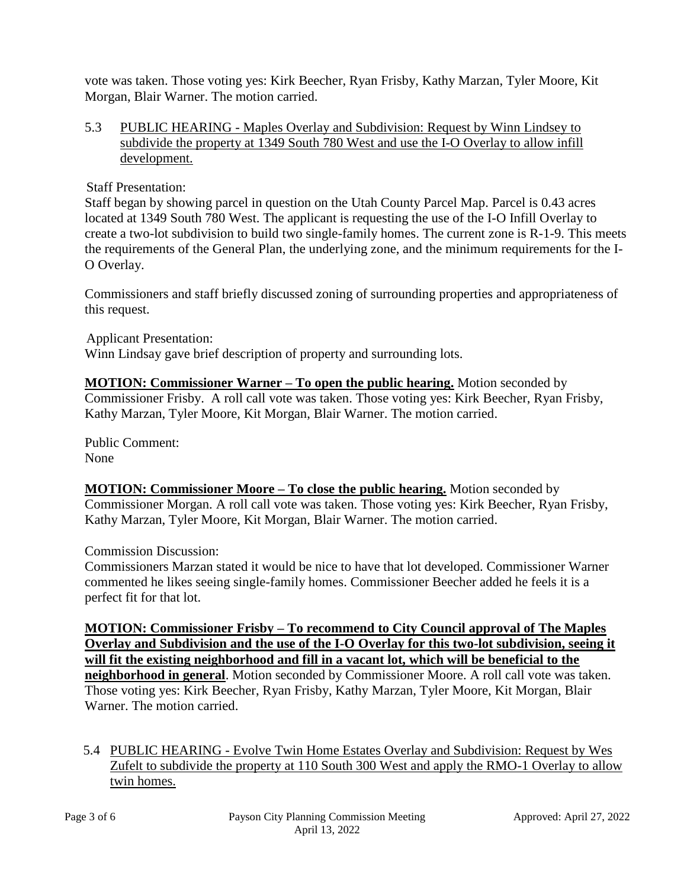vote was taken. Those voting yes: Kirk Beecher, Ryan Frisby, Kathy Marzan, Tyler Moore, Kit Morgan, Blair Warner. The motion carried.

5.3 PUBLIC HEARING - Maples Overlay and Subdivision: Request by Winn Lindsey to subdivide the property at 1349 South 780 West and use the I-O Overlay to allow infill development.

Staff Presentation:
Staff began by showing parcel in question on the Utah County Parcel Map. Parcel is 0.43 acres located at 1349 South 780 West. The applicant is requesting the use of the I-O Infill Overlay to create a two-lot subdivision to build two single-family homes. The current zone is R-1-9. This meets the requirements of the General Plan, the underlying zone, and the minimum requirements for the I-O Overlay.

Commissioners and staff briefly discussed zoning of surrounding properties and appropriateness of this request.

Applicant Presentation:
Winn Lindsay gave brief description of property and surrounding lots.

**MOTION: Commissioner Warner – To open the public hearing.** Motion seconded by Commissioner Frisby. A roll call vote was taken. Those voting yes: Kirk Beecher, Ryan Frisby, Kathy Marzan, Tyler Moore, Kit Morgan, Blair Warner. The motion carried.

Public Comment:
None

**MOTION: Commissioner Moore – To close the public hearing.** Motion seconded by Commissioner Morgan. A roll call vote was taken. Those voting yes: Kirk Beecher, Ryan Frisby, Kathy Marzan, Tyler Moore, Kit Morgan, Blair Warner. The motion carried.

Commission Discussion:
Commissioners Marzan stated it would be nice to have that lot developed. Commissioner Warner commented he likes seeing single-family homes. Commissioner Beecher added he feels it is a perfect fit for that lot.

**MOTION: Commissioner Frisby – To recommend to City Council approval of The Maples Overlay and Subdivision and the use of the I-O Overlay for this two-lot subdivision, seeing it will fit the existing neighborhood and fill in a vacant lot, which will be beneficial to the neighborhood in general**. Motion seconded by Commissioner Moore. A roll call vote was taken. Those voting yes: Kirk Beecher, Ryan Frisby, Kathy Marzan, Tyler Moore, Kit Morgan, Blair Warner. The motion carried.

5.4 PUBLIC HEARING - Evolve Twin Home Estates Overlay and Subdivision: Request by Wes Zufelt to subdivide the property at 110 South 300 West and apply the RMO-1 Overlay to allow twin homes.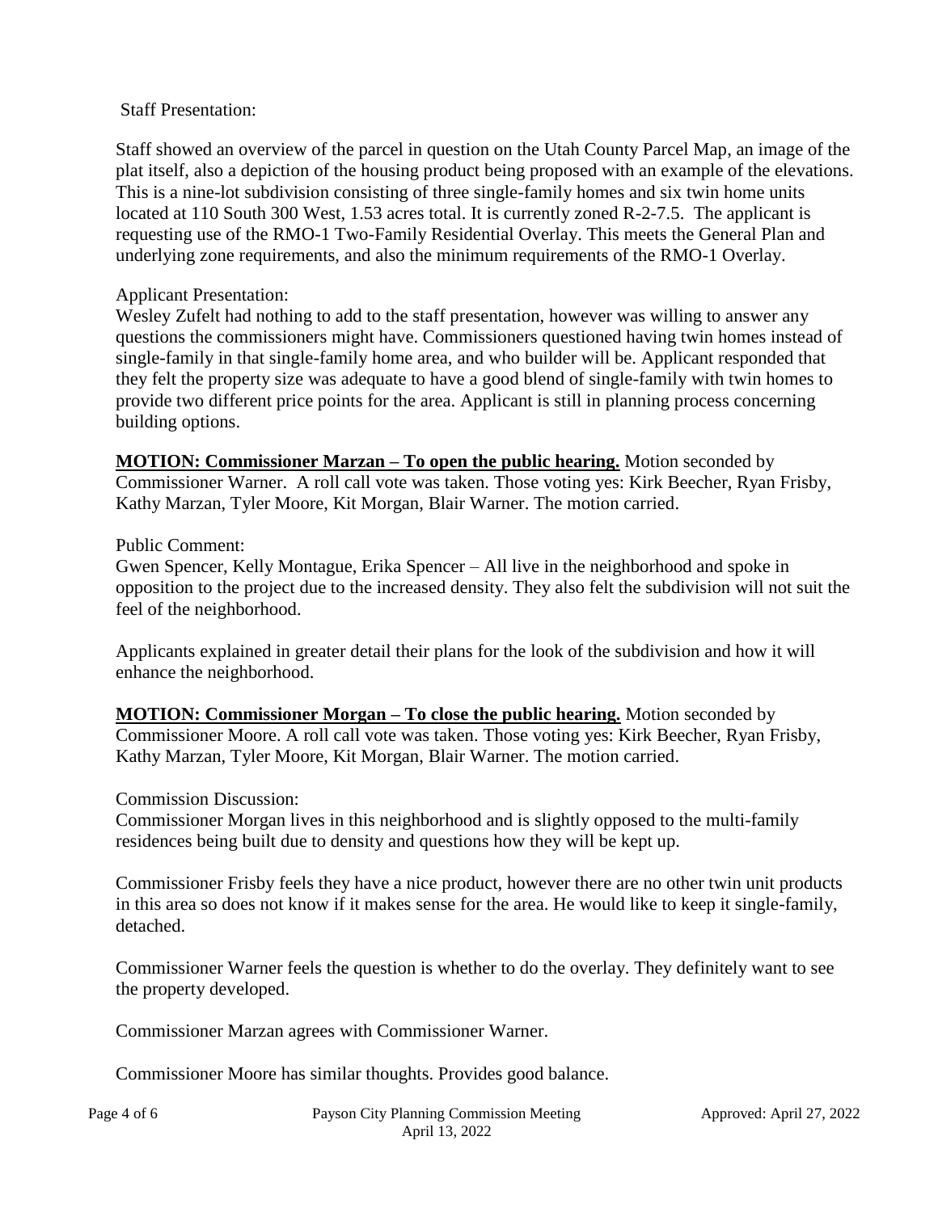Staff Presentation:

Staff showed an overview of the parcel in question on the Utah County Parcel Map, an image of the plat itself, also a depiction of the housing product being proposed with an example of the elevations. This is a nine-lot subdivision consisting of three single-family homes and six twin home units located at 110 South 300 West, 1.53 acres total. It is currently zoned R-2-7.5. The applicant is requesting use of the RMO-1 Two-Family Residential Overlay. This meets the General Plan and underlying zone requirements, and also the minimum requirements of the RMO-1 Overlay.

Applicant Presentation:

Wesley Zufelt had nothing to add to the staff presentation, however was willing to answer any questions the commissioners might have. Commissioners questioned having twin homes instead of single-family in that single-family home area, and who builder will be. Applicant responded that they felt the property size was adequate to have a good blend of single-family with twin homes to provide two different price points for the area. Applicant is still in planning process concerning building options.

**MOTION: Commissioner Marzan – To open the public hearing.** Motion seconded by Commissioner Warner. A roll call vote was taken. Those voting yes: Kirk Beecher, Ryan Frisby, Kathy Marzan, Tyler Moore, Kit Morgan, Blair Warner. The motion carried.

Public Comment:

Gwen Spencer, Kelly Montague, Erika Spencer – All live in the neighborhood and spoke in opposition to the project due to the increased density. They also felt the subdivision will not suit the feel of the neighborhood.

Applicants explained in greater detail their plans for the look of the subdivision and how it will enhance the neighborhood.

**MOTION: Commissioner Morgan – To close the public hearing.** Motion seconded by Commissioner Moore. A roll call vote was taken. Those voting yes: Kirk Beecher, Ryan Frisby, Kathy Marzan, Tyler Moore, Kit Morgan, Blair Warner. The motion carried.

Commission Discussion:

Commissioner Morgan lives in this neighborhood and is slightly opposed to the multi-family residences being built due to density and questions how they will be kept up.

Commissioner Frisby feels they have a nice product, however there are no other twin unit products in this area so does not know if it makes sense for the area. He would like to keep it single-family, detached.

Commissioner Warner feels the question is whether to do the overlay. They definitely want to see the property developed.

Commissioner Marzan agrees with Commissioner Warner.

Commissioner Moore has similar thoughts. Provides good balance.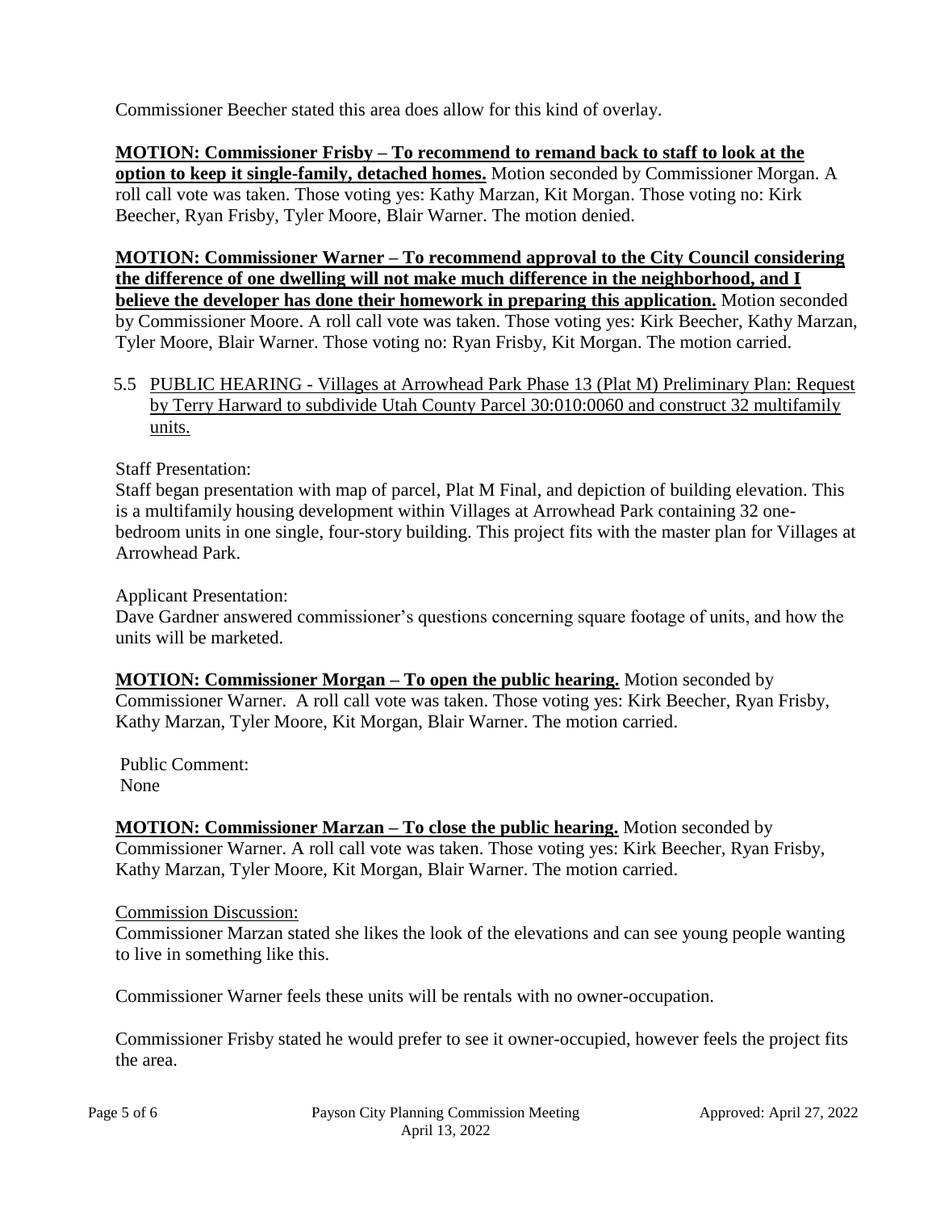Commissioner Beecher stated this area does allow for this kind of overlay.

**MOTION: Commissioner Frisby – To recommend to remand back to staff to look at the option to keep it single-family, detached homes.** Motion seconded by Commissioner Morgan. A roll call vote was taken. Those voting yes: Kathy Marzan, Kit Morgan. Those voting no: Kirk Beecher, Ryan Frisby, Tyler Moore, Blair Warner. The motion denied.

**MOTION: Commissioner Warner – To recommend approval to the City Council considering the difference of one dwelling will not make much difference in the neighborhood, and I believe the developer has done their homework in preparing this application.** Motion seconded by Commissioner Moore. A roll call vote was taken. Those voting yes: Kirk Beecher, Kathy Marzan, Tyler Moore, Blair Warner. Those voting no: Ryan Frisby, Kit Morgan. The motion carried.

5.5 PUBLIC HEARING - Villages at Arrowhead Park Phase 13 (Plat M) Preliminary Plan: Request by Terry Harward to subdivide Utah County Parcel 30:010:0060 and construct 32 multifamily units.

Staff Presentation:
Staff began presentation with map of parcel, Plat M Final, and depiction of building elevation. This is a multifamily housing development within Villages at Arrowhead Park containing 32 one-bedroom units in one single, four-story building. This project fits with the master plan for Villages at Arrowhead Park.

Applicant Presentation:
Dave Gardner answered commissioner's questions concerning square footage of units, and how the units will be marketed.

**MOTION: Commissioner Morgan – To open the public hearing.** Motion seconded by Commissioner Warner. A roll call vote was taken. Those voting yes: Kirk Beecher, Ryan Frisby, Kathy Marzan, Tyler Moore, Kit Morgan, Blair Warner. The motion carried.

Public Comment:
None

**MOTION: Commissioner Marzan – To close the public hearing.** Motion seconded by Commissioner Warner. A roll call vote was taken. Those voting yes: Kirk Beecher, Ryan Frisby, Kathy Marzan, Tyler Moore, Kit Morgan, Blair Warner. The motion carried.

Commission Discussion:
Commissioner Marzan stated she likes the look of the elevations and can see young people wanting to live in something like this.

Commissioner Warner feels these units will be rentals with no owner-occupation.

Commissioner Frisby stated he would prefer to see it owner-occupied, however feels the project fits the area.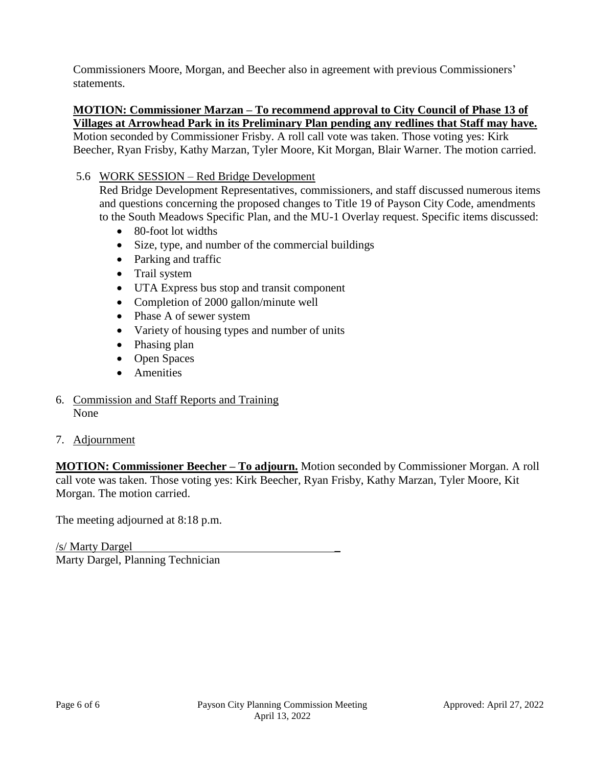Commissioners Moore, Morgan, and Beecher also in agreement with previous Commissioners' statements.

**MOTION: Commissioner Marzan – To recommend approval to City Council of Phase 13 of Villages at Arrowhead Park in its Preliminary Plan pending any redlines that Staff may have.** Motion seconded by Commissioner Frisby. A roll call vote was taken. Those voting yes: Kirk Beecher, Ryan Frisby, Kathy Marzan, Tyler Moore, Kit Morgan, Blair Warner. The motion carried.

5.6 WORK SESSION – Red Bridge Development

Red Bridge Development Representatives, commissioners, and staff discussed numerous items and questions concerning the proposed changes to Title 19 of Payson City Code, amendments to the South Meadows Specific Plan, and the MU-1 Overlay request. Specific items discussed:

- 80-foot lot widths
- Size, type, and number of the commercial buildings
- Parking and traffic
- Trail system
- UTA Express bus stop and transit component
- Completion of 2000 gallon/minute well
- Phase A of sewer system
- Variety of housing types and number of units
- Phasing plan
- Open Spaces
- Amenities

6. Commission and Staff Reports and Training

None

7. Adjournment

**MOTION: Commissioner Beecher – To adjourn.** Motion seconded by Commissioner Morgan. A roll call vote was taken. Those voting yes: Kirk Beecher, Ryan Frisby, Kathy Marzan, Tyler Moore, Kit Morgan. The motion carried.

The meeting adjourned at 8:18 p.m.

/s/ Marty Dargel

Marty Dargel, Planning Technician